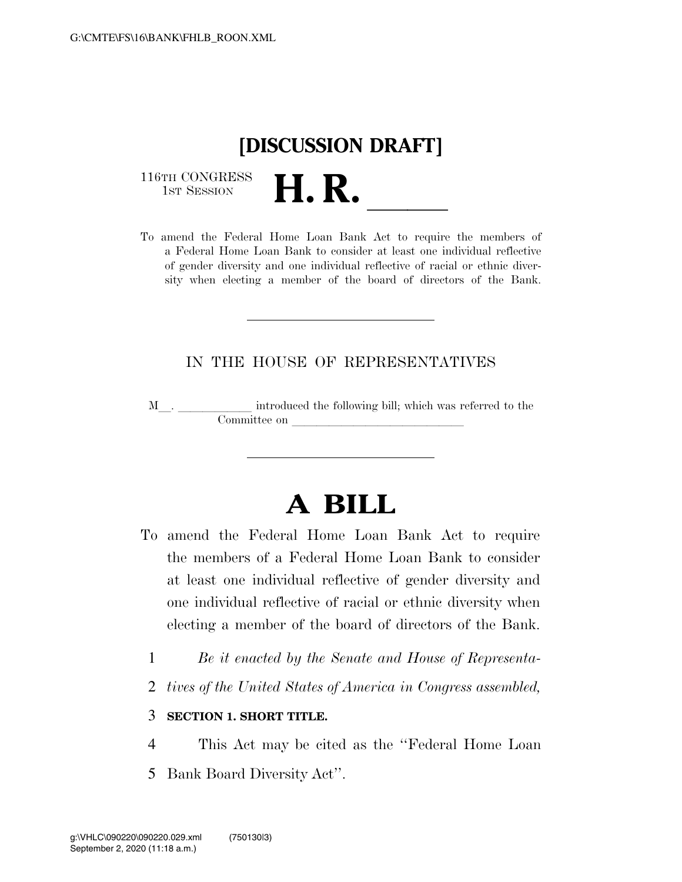# [DISCUSSION DRAFT]

116TH CONGRESS
1ST SESSION

# H. R. ______

To amend the Federal Home Loan Bank Act to require the members of a Federal Home Loan Bank to consider at least one individual reflective of gender diversity and one individual reflective of racial or ethnic diversity when electing a member of the board of directors of the Bank.

---

IN THE HOUSE OF REPRESENTATIVES

M__. ____________ introduced the following bill; which was referred to the Committee on ____________________________

---

# A BILL

To amend the Federal Home Loan Bank Act to require the members of a Federal Home Loan Bank to consider at least one individual reflective of gender diversity and one individual reflective of racial or ethnic diversity when electing a member of the board of directors of the Bank.

1 *Be it enacted by the Senate and House of Representa-*
2 *tives of the United States of America in Congress assembled,*

3 **SECTION 1. SHORT TITLE.**

4 This Act may be cited as the ''Federal Home Loan
5 Bank Board Diversity Act''.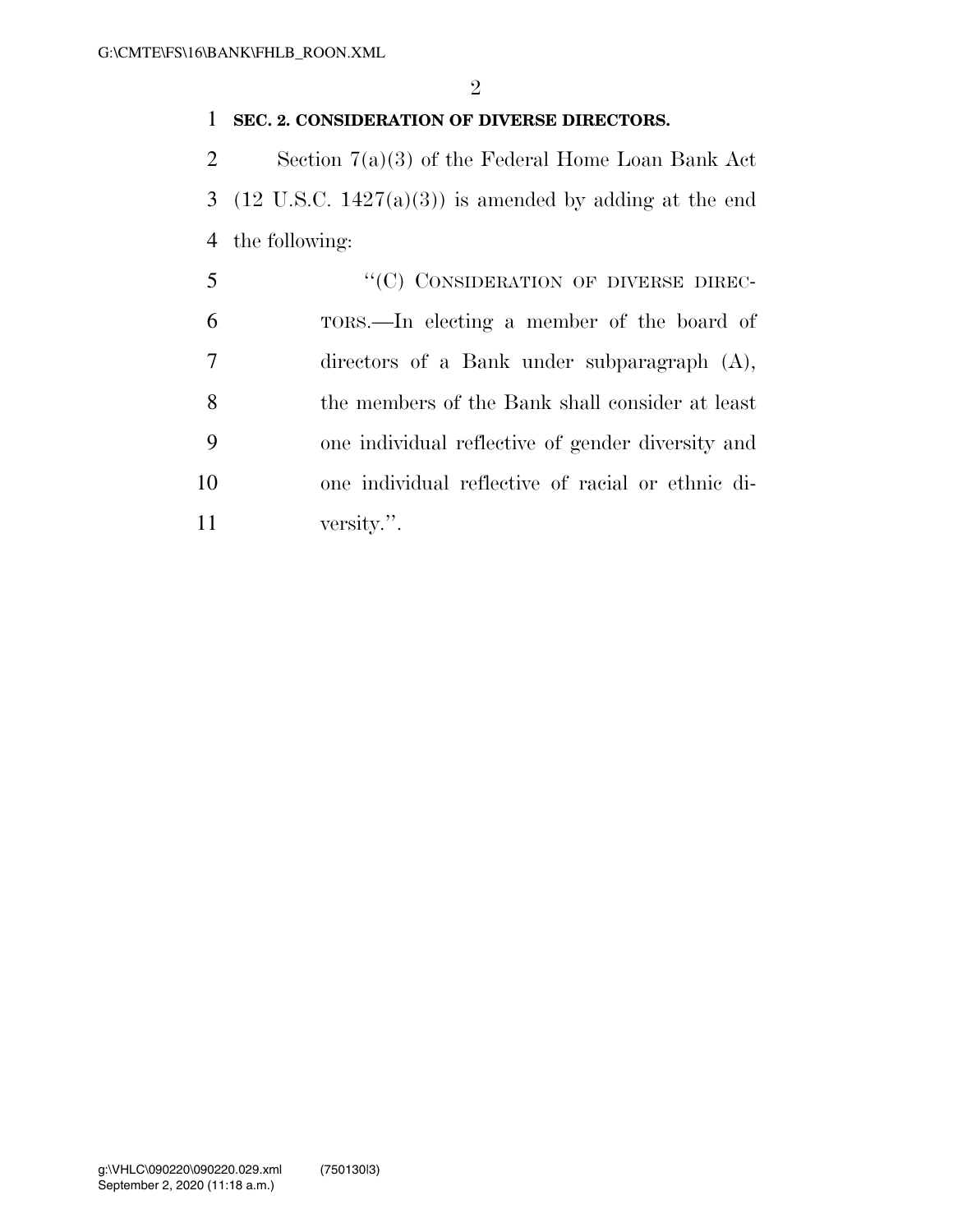**SEC. 2. CONSIDERATION OF DIVERSE DIRECTORS.**

Section 7(a)(3) of the Federal Home Loan Bank Act (12 U.S.C. 1427(a)(3)) is amended by adding at the end the following:

> "(C) CONSIDERATION OF DIVERSE DIRECTORS.—In electing a member of the board of directors of a Bank under subparagraph (A), the members of the Bank shall consider at least one individual reflective of gender diversity and one individual reflective of racial or ethnic diversity.".